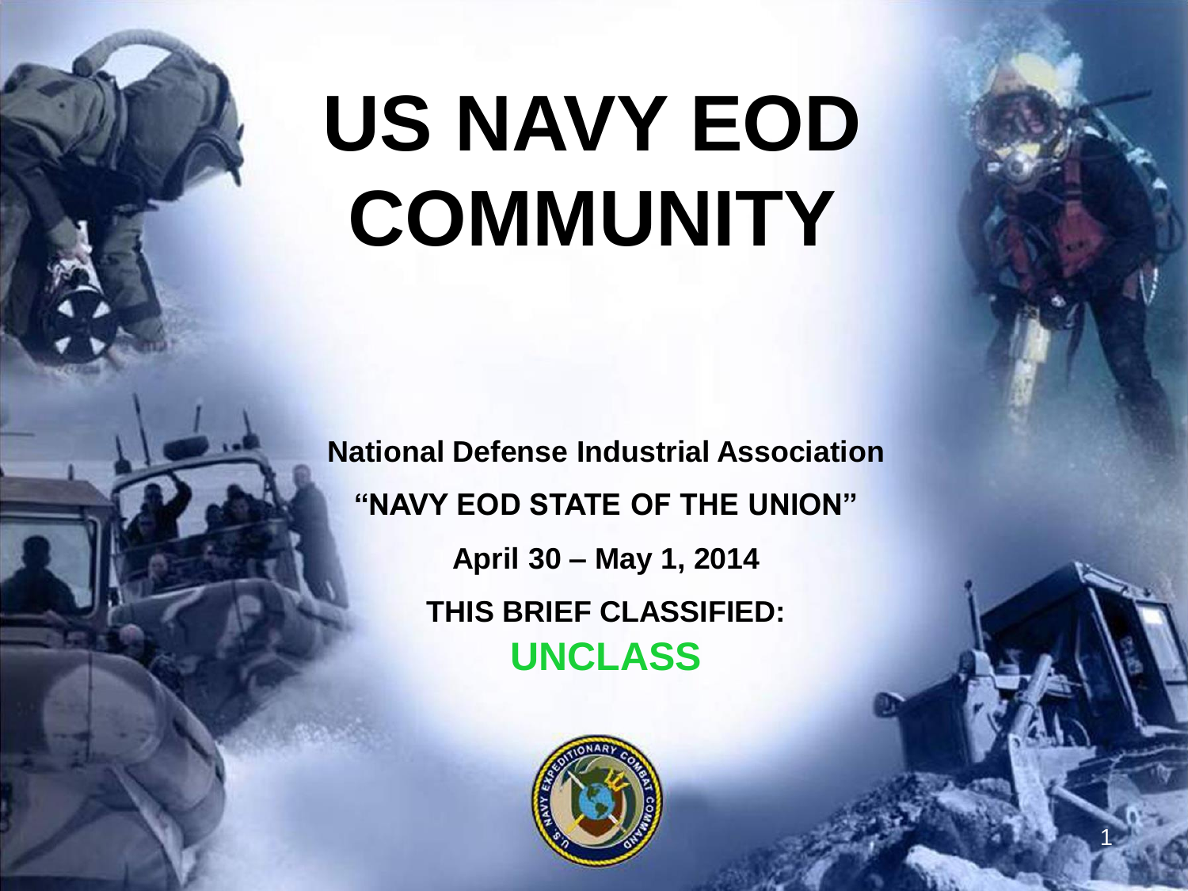# US NAVY EOD COMMUNITY

**National Defense Industrial Association**

**"NAVY EOD STATE OF THE UNION"**

**April 30 – May 1, 2014**

**THIS BRIEF CLASSIFIED:**

**UNCLASS**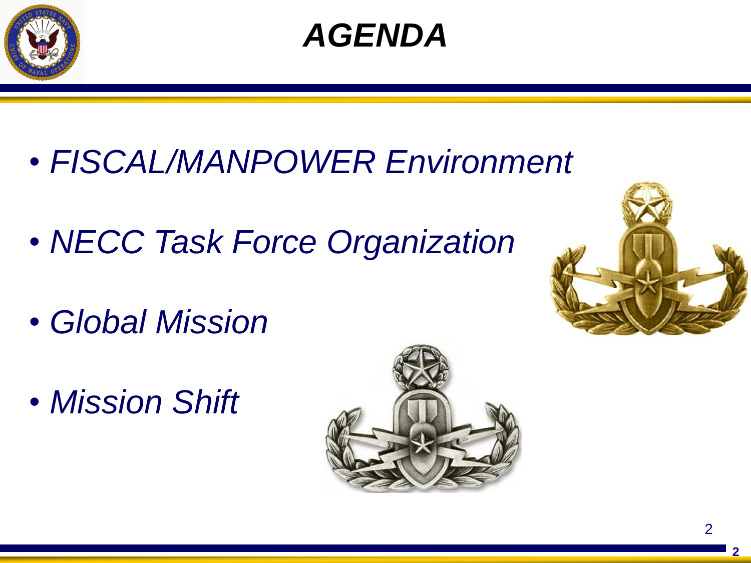# AGENDA

- *FISCAL/MANPOWER Environment*
- *NECC Task Force Organization*
- *Global Mission*
- *Mission Shift*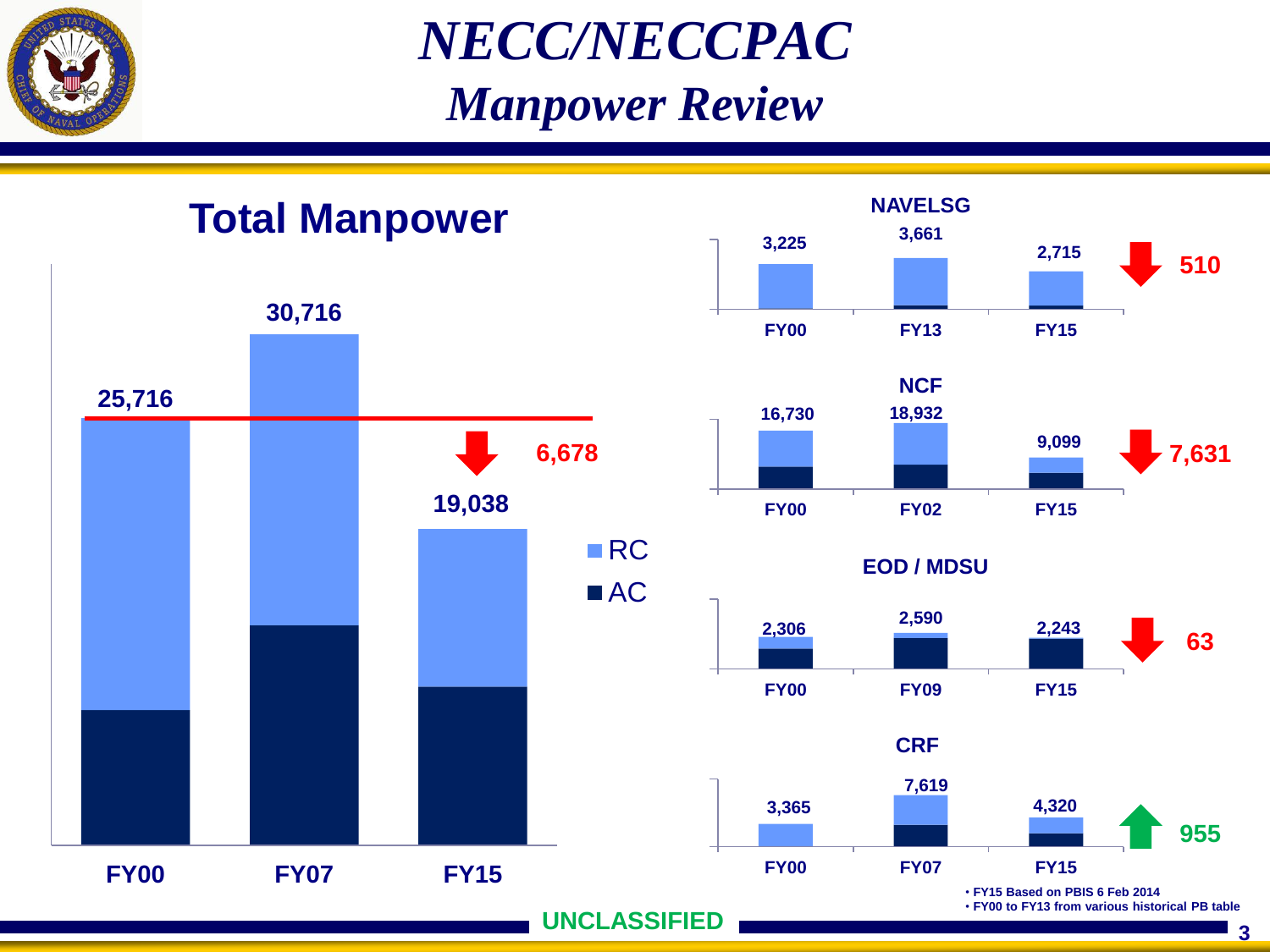# NECC/NECCPAC
## Manpower Review

### Total Manpower

| | FY00 | FY07 | FY15 | Change |
|---|---|---|---|---|
| Total (RC + AC) | 25,716 | 30,716 | 19,038 | ↓ 6,678 |

### NAVELSG

| FY00 | FY13 | FY15 | Change |
|---|---|---|---|
| 3,225 | 3,661 | 2,715 | ↓ 510 |

### NCF

| FY00 | FY02 | FY15 | Change |
|---|---|---|---|
| 16,730 | 18,932 | 9,099 | ↓ 7,631 |

### EOD / MDSU

| FY00 | FY09 | FY15 | Change |
|---|---|---|---|
| 2,306 | 2,590 | 2,243 | ↓ 63 |

### CRF

| FY00 | FY07 | FY15 | Change |
|---|---|---|---|
| 3,365 | 7,619 | 4,320 | ↑ 955 |

- FY15 Based on PBIS 6 Feb 2014
- FY00 to FY13 from various historical PB table

UNCLASSIFIED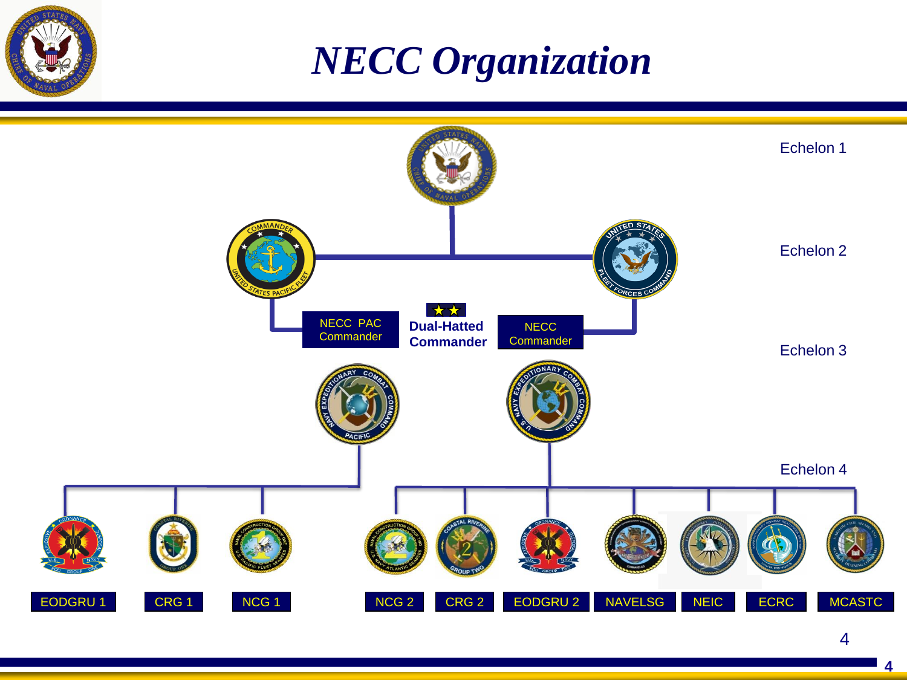# NECC Organization

Echelon 1

Echelon 2

Echelon 3

Echelon 4

NECC PAC Commander

★★ **Dual-Hatted Commander**

NECC Commander

EODGRU 1

CRG 1

NCG 1

NCG 2

CRG 2

EODGRU 2

NAVELSG

NEIC

ECRC

MCASTC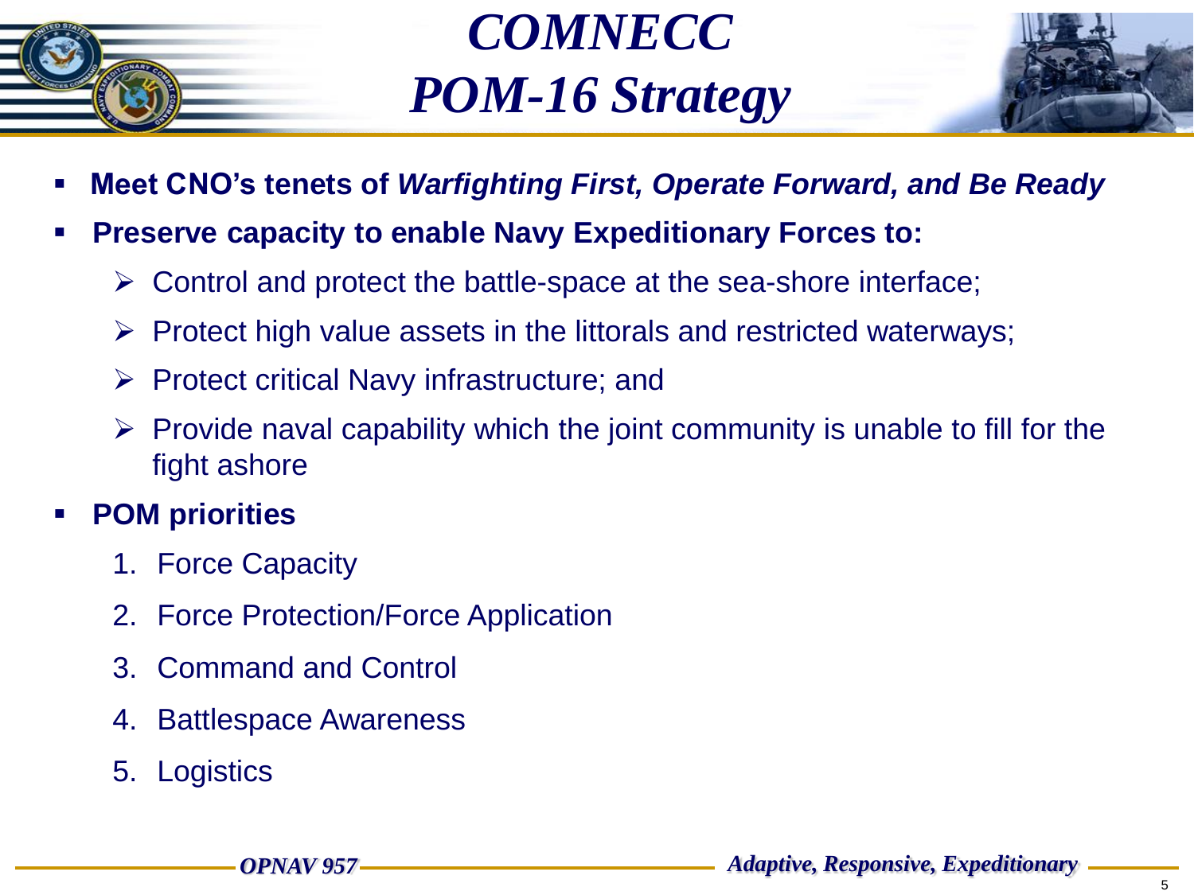# *COMNECC POM-16 Strategy*

- **Meet CNO's tenets of *Warfighting First, Operate Forward, and Be Ready***
- **Preserve capacity to enable Navy Expeditionary Forces to:**
  - Control and protect the battle-space at the sea-shore interface;
  - Protect high value assets in the littorals and restricted waterways;
  - Protect critical Navy infrastructure; and
  - Provide naval capability which the joint community is unable to fill for the fight ashore
- **POM priorities**
  1. Force Capacity
  2. Force Protection/Force Application
  3. Command and Control
  4. Battlespace Awareness
  5. Logistics

***OPNAV 957***

***Adaptive, Responsive, Expeditionary***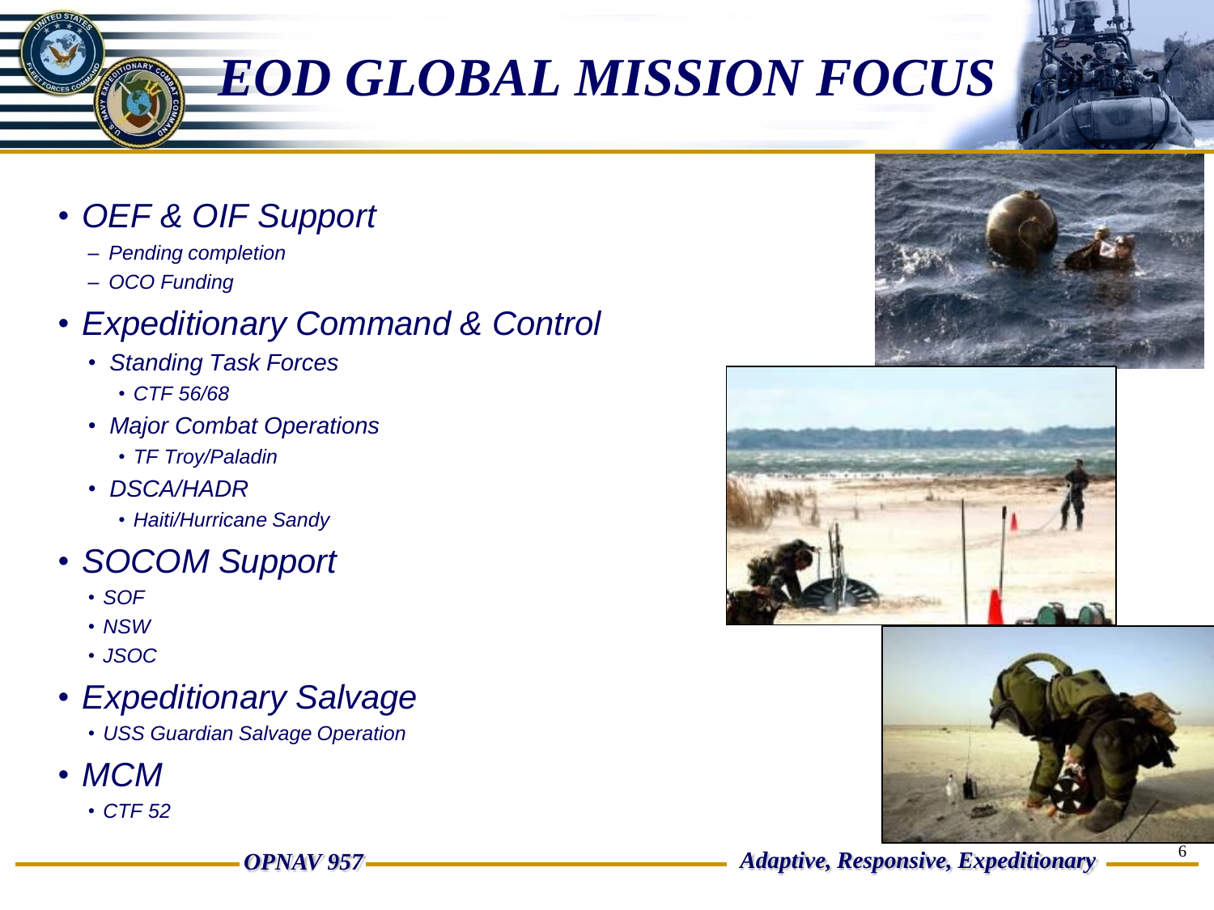# EOD GLOBAL MISSION FOCUS

- *OEF & OIF Support*
  - *Pending completion*
  - *OCO Funding*
- *Expeditionary Command & Control*
  - *Standing Task Forces*
    - *CTF 56/68*
  - *Major Combat Operations*
    - *TF Troy/Paladin*
  - *DSCA/HADR*
    - *Haiti/Hurricane Sandy*
- *SOCOM Support*
  - *SOF*
  - *NSW*
  - *JSOC*
- *Expeditionary Salvage*
  - *USS Guardian Salvage Operation*
- *MCM*
  - *CTF 52*

***OPNAV 957*** ***Adaptive, Responsive, Expeditionary***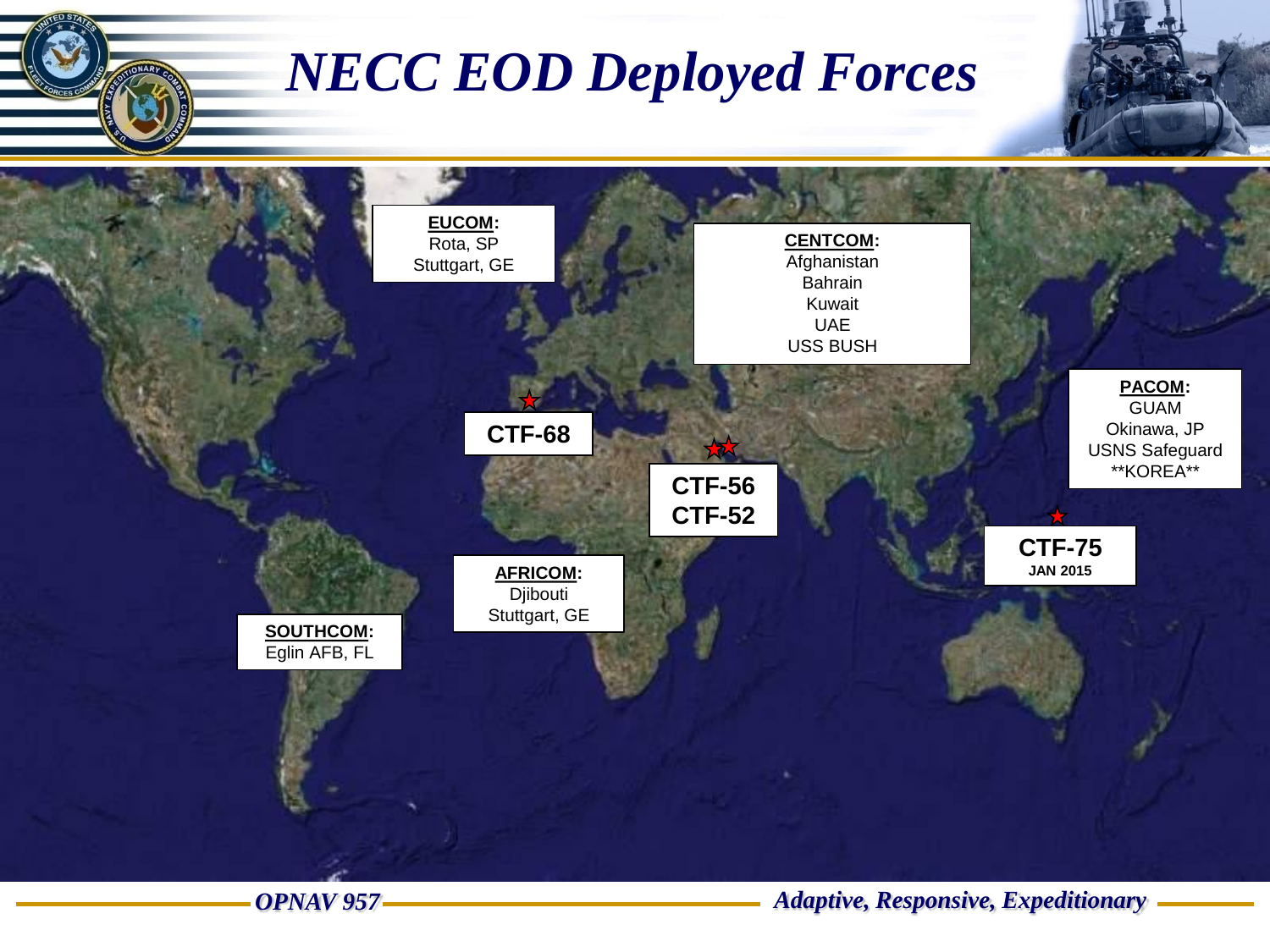# NECC EOD Deployed Forces

**EUCOM:**
Rota, SP
Stuttgart, GE

**CENTCOM:**
Afghanistan
Bahrain
Kuwait
UAE
USS BUSH

**PACOM:**
GUAM
Okinawa, JP
USNS Safeguard
**KOREA**

**CTF-68**

**CTF-56**
**CTF-52**

**CTF-75**
**JAN 2015**

**AFRICOM:**
Djibouti
Stuttgart, GE

**SOUTHCOM:**
Eglin AFB, FL

*OPNAV 957*

*Adaptive, Responsive, Expeditionary*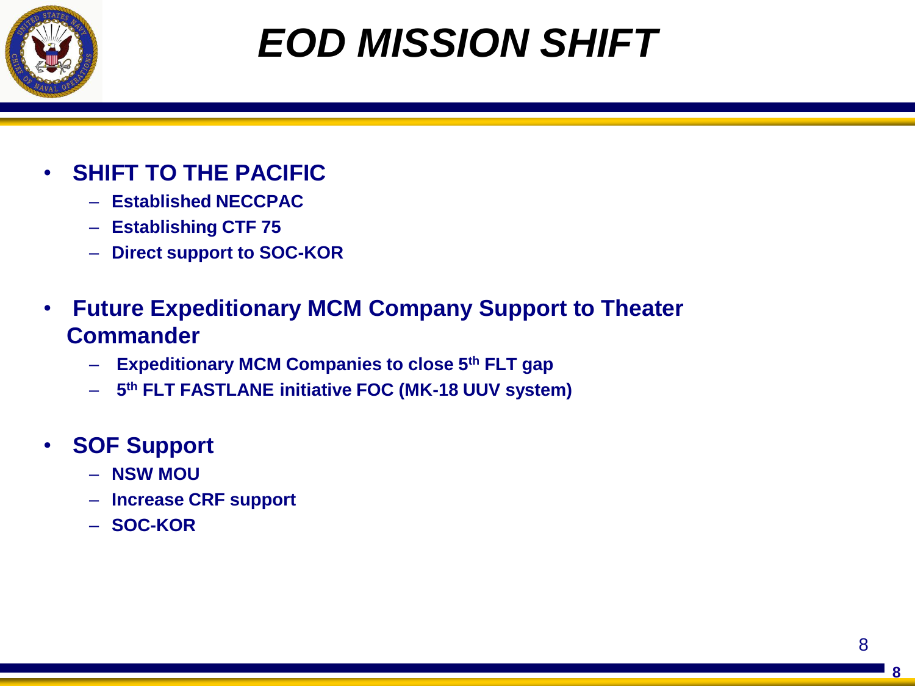# *EOD MISSION SHIFT*

- **SHIFT TO THE PACIFIC**
  - **Established NECCPAC**
  - **Establishing CTF 75**
  - **Direct support to SOC-KOR**

- **Future Expeditionary MCM Company Support to Theater Commander**
  - **Expeditionary MCM Companies to close 5th FLT gap**
  - **5th FLT FASTLANE initiative FOC (MK-18 UUV system)**

- **SOF Support**
  - **NSW MOU**
  - **Increase CRF support**
  - **SOC-KOR**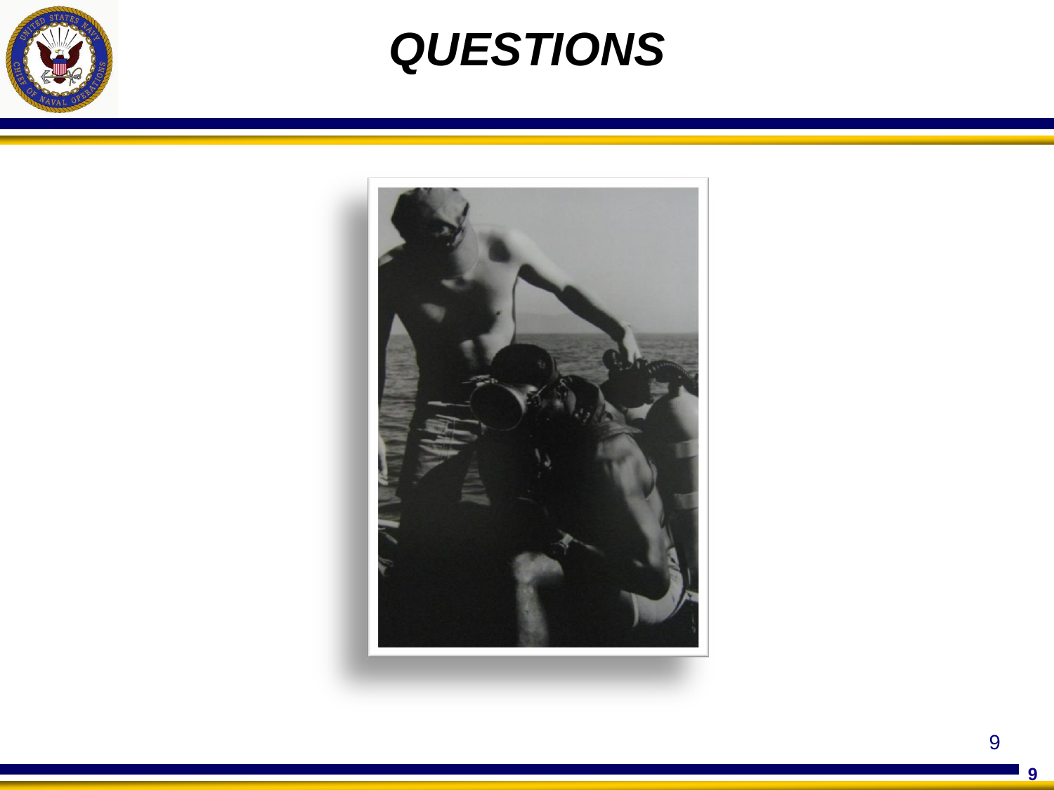# *QUESTIONS*